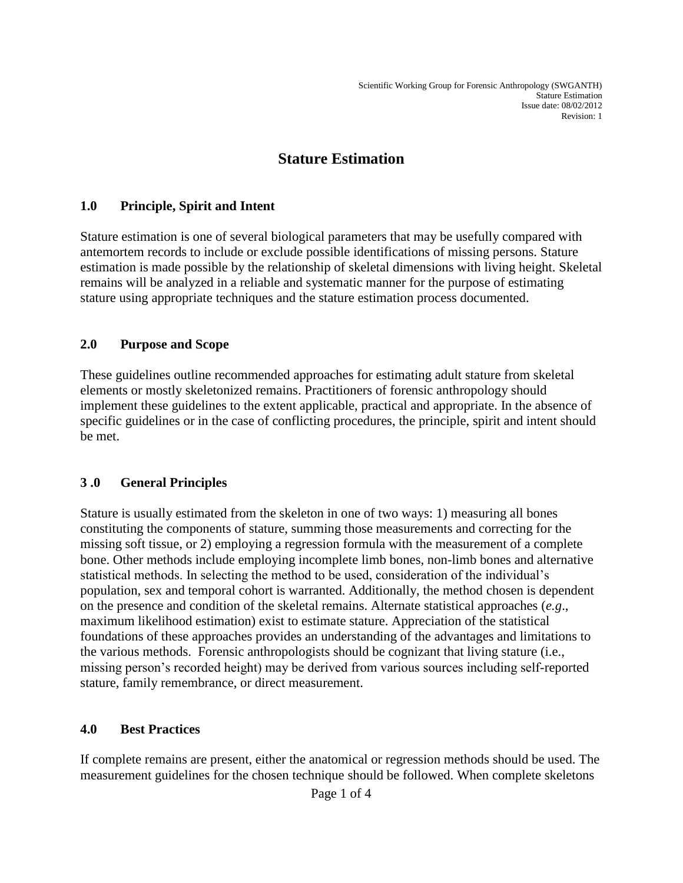# Stature Estimation

## 1.0 Principle, Spirit and Intent

Stature estimation is one of several biological parameters that may be usefully compared with antemortem records to include or exclude possible identifications of missing persons. Stature estimation is made possible by the relationship of skeletal dimensions with living height. Skeletal remains will be analyzed in a reliable and systematic manner for the purpose of estimating stature using appropriate techniques and the stature estimation process documented.

## 2.0 Purpose and Scope

These guidelines outline recommended approaches for estimating adult stature from skeletal elements or mostly skeletonized remains. Practitioners of forensic anthropology should implement these guidelines to the extent applicable, practical and appropriate. In the absence of specific guidelines or in the case of conflicting procedures, the principle, spirit and intent should be met.

## 3 .0 General Principles

Stature is usually estimated from the skeleton in one of two ways: 1) measuring all bones constituting the components of stature, summing those measurements and correcting for the missing soft tissue, or 2) employing a regression formula with the measurement of a complete bone. Other methods include employing incomplete limb bones, non-limb bones and alternative statistical methods. In selecting the method to be used, consideration of the individual's population, sex and temporal cohort is warranted. Additionally, the method chosen is dependent on the presence and condition of the skeletal remains. Alternate statistical approaches (*e.g*., maximum likelihood estimation) exist to estimate stature. Appreciation of the statistical foundations of these approaches provides an understanding of the advantages and limitations to the various methods. Forensic anthropologists should be cognizant that living stature (i.e., missing person's recorded height) may be derived from various sources including self-reported stature, family remembrance, or direct measurement.

## 4.0 Best Practices

If complete remains are present, either the anatomical or regression methods should be used. The measurement guidelines for the chosen technique should be followed. When complete skeletons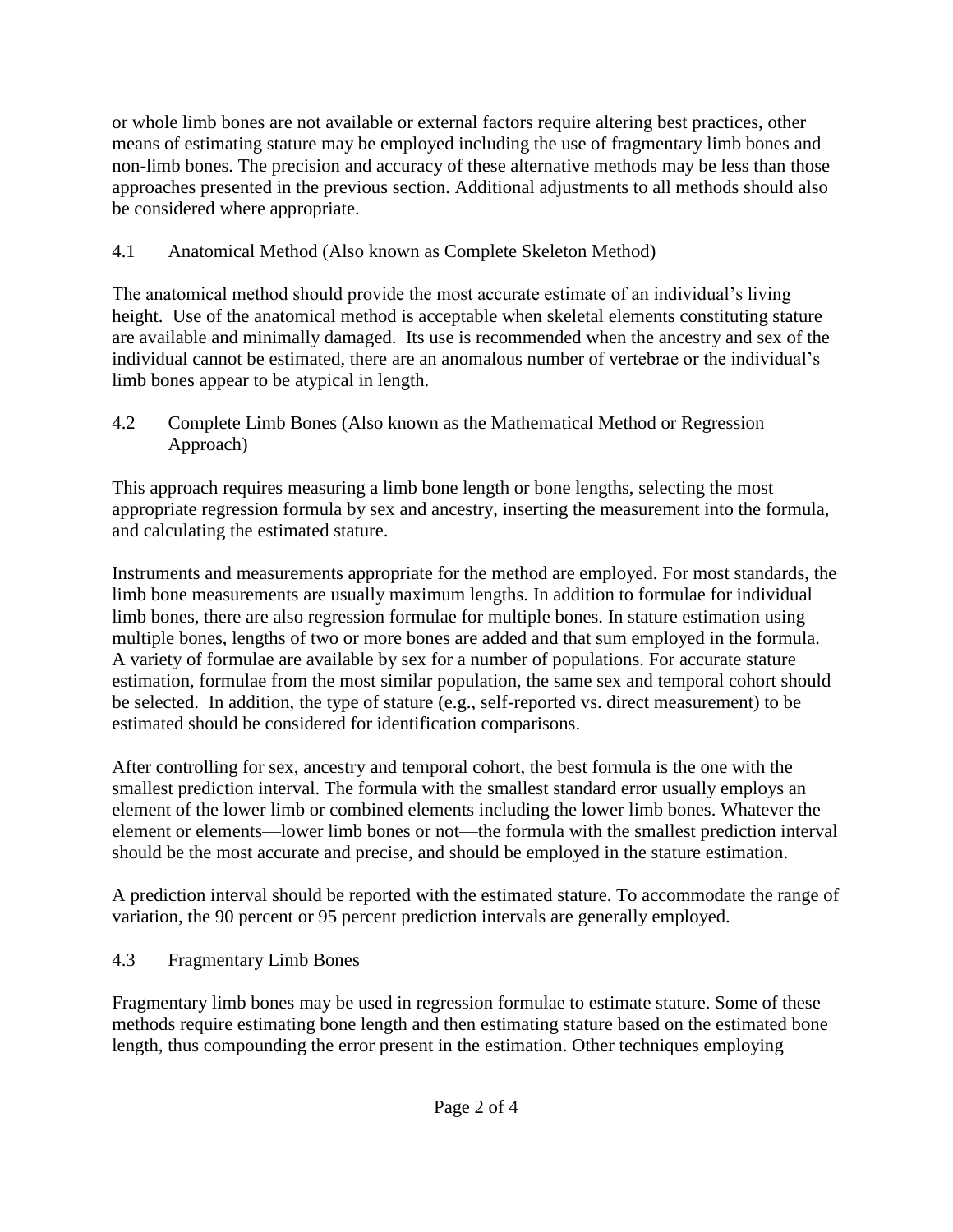or whole limb bones are not available or external factors require altering best practices, other means of estimating stature may be employed including the use of fragmentary limb bones and non-limb bones. The precision and accuracy of these alternative methods may be less than those approaches presented in the previous section. Additional adjustments to all methods should also be considered where appropriate.

## 4.1 Anatomical Method (Also known as Complete Skeleton Method)

The anatomical method should provide the most accurate estimate of an individual's living height. Use of the anatomical method is acceptable when skeletal elements constituting stature are available and minimally damaged. Its use is recommended when the ancestry and sex of the individual cannot be estimated, there are an anomalous number of vertebrae or the individual's limb bones appear to be atypical in length.

## 4.2 Complete Limb Bones (Also known as the Mathematical Method or Regression Approach)

This approach requires measuring a limb bone length or bone lengths, selecting the most appropriate regression formula by sex and ancestry, inserting the measurement into the formula, and calculating the estimated stature.

Instruments and measurements appropriate for the method are employed. For most standards, the limb bone measurements are usually maximum lengths. In addition to formulae for individual limb bones, there are also regression formulae for multiple bones. In stature estimation using multiple bones, lengths of two or more bones are added and that sum employed in the formula. A variety of formulae are available by sex for a number of populations. For accurate stature estimation, formulae from the most similar population, the same sex and temporal cohort should be selected. In addition, the type of stature (e.g., self-reported vs. direct measurement) to be estimated should be considered for identification comparisons.

After controlling for sex, ancestry and temporal cohort, the best formula is the one with the smallest prediction interval. The formula with the smallest standard error usually employs an element of the lower limb or combined elements including the lower limb bones. Whatever the element or elements—lower limb bones or not—the formula with the smallest prediction interval should be the most accurate and precise, and should be employed in the stature estimation.

A prediction interval should be reported with the estimated stature. To accommodate the range of variation, the 90 percent or 95 percent prediction intervals are generally employed.

## 4.3 Fragmentary Limb Bones

Fragmentary limb bones may be used in regression formulae to estimate stature. Some of these methods require estimating bone length and then estimating stature based on the estimated bone length, thus compounding the error present in the estimation. Other techniques employing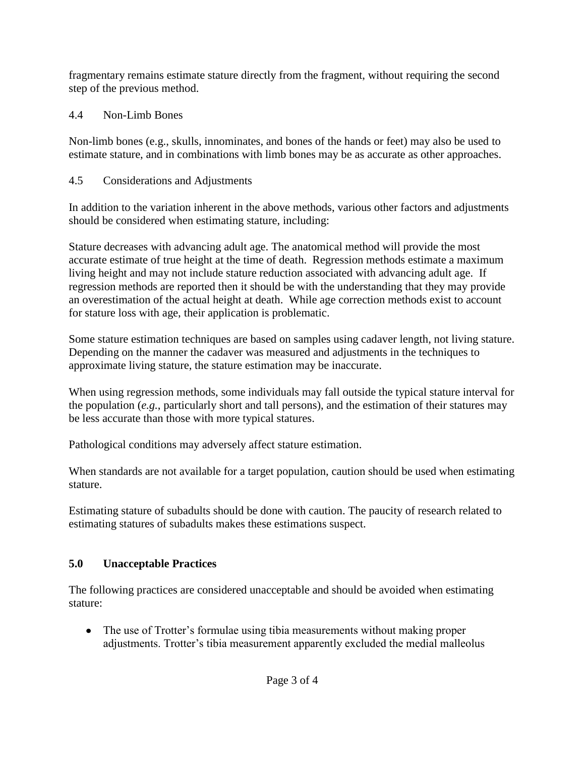fragmentary remains estimate stature directly from the fragment, without requiring the second step of the previous method.

### 4.4 Non-Limb Bones

Non-limb bones (e.g., skulls, innominates, and bones of the hands or feet) may also be used to estimate stature, and in combinations with limb bones may be as accurate as other approaches.

### 4.5 Considerations and Adjustments

In addition to the variation inherent in the above methods, various other factors and adjustments should be considered when estimating stature, including:

Stature decreases with advancing adult age. The anatomical method will provide the most accurate estimate of true height at the time of death. Regression methods estimate a maximum living height and may not include stature reduction associated with advancing adult age. If regression methods are reported then it should be with the understanding that they may provide an overestimation of the actual height at death. While age correction methods exist to account for stature loss with age, their application is problematic.

Some stature estimation techniques are based on samples using cadaver length, not living stature. Depending on the manner the cadaver was measured and adjustments in the techniques to approximate living stature, the stature estimation may be inaccurate.

When using regression methods, some individuals may fall outside the typical stature interval for the population (*e.g.*, particularly short and tall persons), and the estimation of their statures may be less accurate than those with more typical statures.

Pathological conditions may adversely affect stature estimation.

When standards are not available for a target population, caution should be used when estimating stature.

Estimating stature of subadults should be done with caution. The paucity of research related to estimating statures of subadults makes these estimations suspect.

## 5.0 Unacceptable Practices

The following practices are considered unacceptable and should be avoided when estimating stature:

- The use of Trotter's formulae using tibia measurements without making proper adjustments. Trotter's tibia measurement apparently excluded the medial malleolus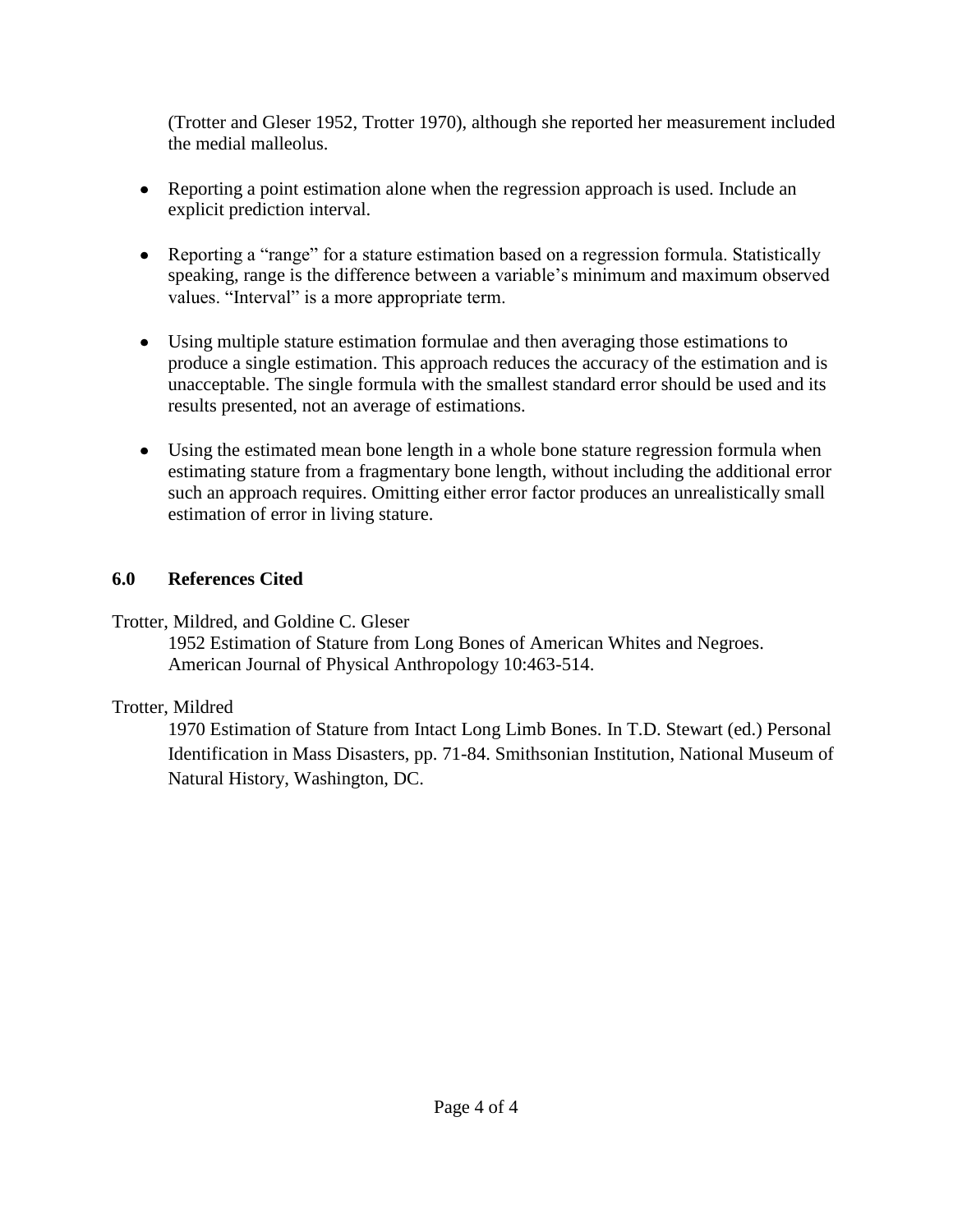(Trotter and Gleser 1952, Trotter 1970), although she reported her measurement included the medial malleolus.

- Reporting a point estimation alone when the regression approach is used. Include an explicit prediction interval.

- Reporting a “range” for a stature estimation based on a regression formula. Statistically speaking, range is the difference between a variable’s minimum and maximum observed values. “Interval” is a more appropriate term.

- Using multiple stature estimation formulae and then averaging those estimations to produce a single estimation. This approach reduces the accuracy of the estimation and is unacceptable. The single formula with the smallest standard error should be used and its results presented, not an average of estimations.

- Using the estimated mean bone length in a whole bone stature regression formula when estimating stature from a fragmentary bone length, without including the additional error such an approach requires. Omitting either error factor produces an unrealistically small estimation of error in living stature.

## 6.0 References Cited

Trotter, Mildred, and Goldine C. Gleser
    1952 Estimation of Stature from Long Bones of American Whites and Negroes. American Journal of Physical Anthropology 10:463-514.

Trotter, Mildred
    1970 Estimation of Stature from Intact Long Limb Bones. In T.D. Stewart (ed.) Personal Identification in Mass Disasters, pp. 71-84. Smithsonian Institution, National Museum of Natural History, Washington, DC.